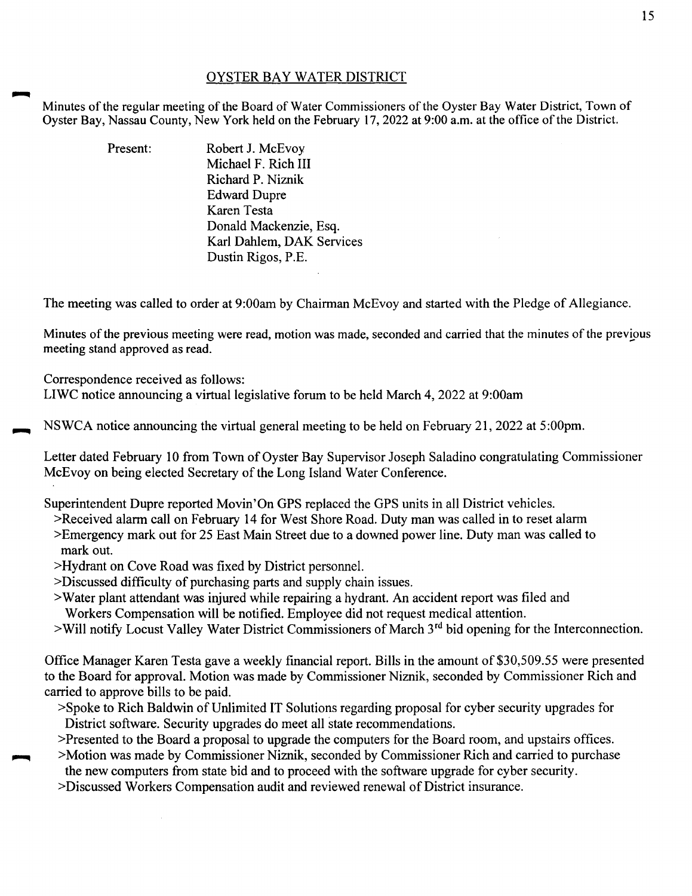# OYSTER BAY WATER DISTRICT

Minutes of the regular meeting of the Board of Water Commissioners of the Oyster Bay Water District, Town of Oyster Bay, Nassau County, New York held on the February 17, 2022 at 9:00 a.m. at the office of the District.

Present:
Robert J. McEvoy
Michael F. Rich III
Richard P. Niznik
Edward Dupre
Karen Testa
Donald Mackenzie, Esq.
Karl Dahlem, DAK Services
Dustin Rigos, P.E.

The meeting was called to order at 9:00am by Chairman McEvoy and started with the Pledge of Allegiance.

Minutes of the previous meeting were read, motion was made, seconded and carried that the minutes of the previous meeting stand approved as read.

Correspondence received as follows:
LIWC notice announcing a virtual legislative forum to be held March 4, 2022 at 9:00am

NSWCA notice announcing the virtual general meeting to be held on February 21, 2022 at 5:00pm.

Letter dated February 10 from Town of Oyster Bay Supervisor Joseph Saladino congratulating Commissioner McEvoy on being elected Secretary of the Long Island Water Conference.

Superintendent Dupre reported Movin'On GPS replaced the GPS units in all District vehicles.
>Received alarm call on February 14 for West Shore Road. Duty man was called in to reset alarm
>Emergency mark out for 25 East Main Street due to a downed power line. Duty man was called to mark out.
>Hydrant on Cove Road was fixed by District personnel.
>Discussed difficulty of purchasing parts and supply chain issues.
>Water plant attendant was injured while repairing a hydrant. An accident report was filed and Workers Compensation will be notified. Employee did not request medical attention.
>Will notify Locust Valley Water District Commissioners of March 3rd bid opening for the Interconnection.

Office Manager Karen Testa gave a weekly financial report. Bills in the amount of $30,509.55 were presented to the Board for approval. Motion was made by Commissioner Niznik, seconded by Commissioner Rich and carried to approve bills to be paid.
>Spoke to Rich Baldwin of Unlimited IT Solutions regarding proposal for cyber security upgrades for District software. Security upgrades do meet all state recommendations.
>Presented to the Board a proposal to upgrade the computers for the Board room, and upstairs offices.
>Motion was made by Commissioner Niznik, seconded by Commissioner Rich and carried to purchase the new computers from state bid and to proceed with the software upgrade for cyber security.
>Discussed Workers Compensation audit and reviewed renewal of District insurance.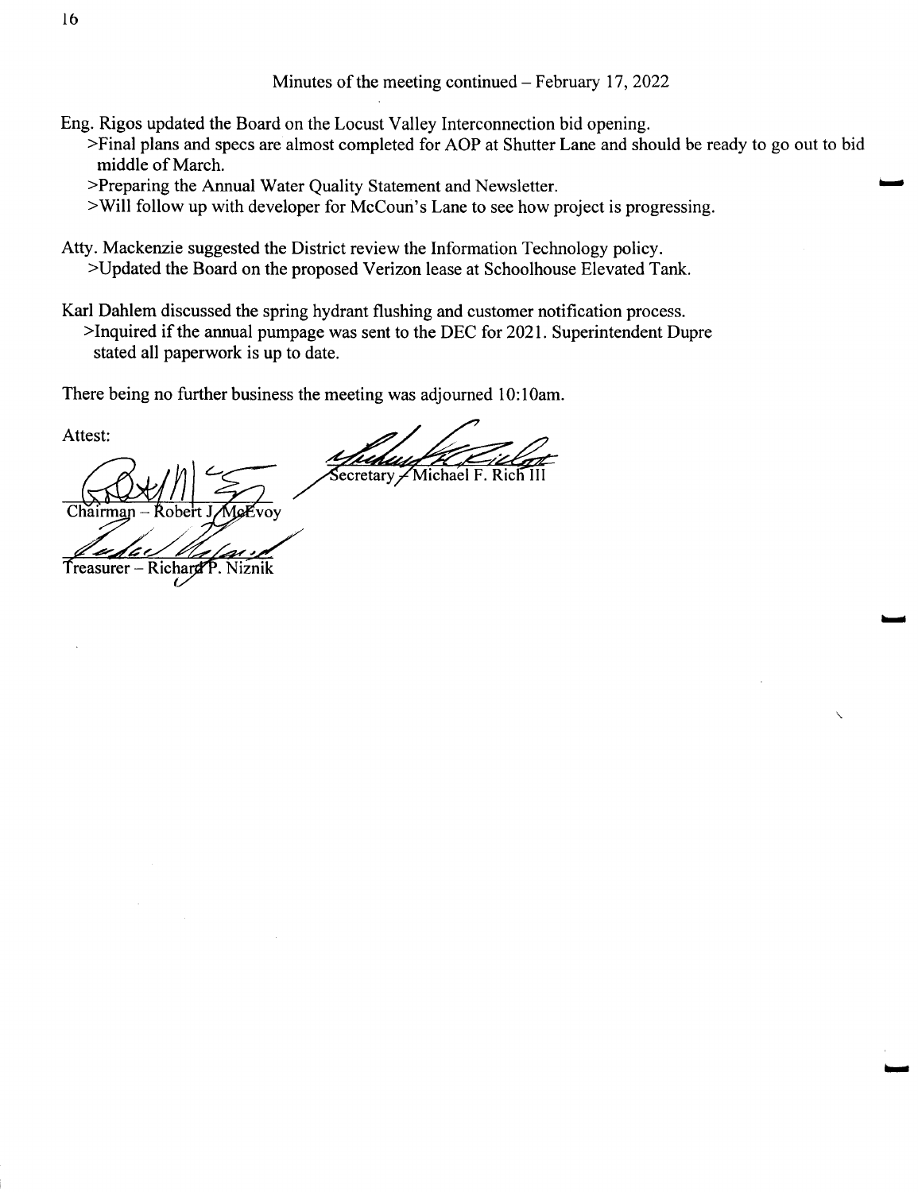Minutes of the meeting continued – February 17, 2022

Eng. Rigos updated the Board on the Locust Valley Interconnection bid opening.

>Final plans and specs are almost completed for AOP at Shutter Lane and should be ready to go out to bid middle of March.

>Preparing the Annual Water Quality Statement and Newsletter.

>Will follow up with developer for McCoun's Lane to see how project is progressing.

Atty. Mackenzie suggested the District review the Information Technology policy.

>Updated the Board on the proposed Verizon lease at Schoolhouse Elevated Tank.

Karl Dahlem discussed the spring hydrant flushing and customer notification process.

>Inquired if the annual pumpage was sent to the DEC for 2021. Superintendent Dupre stated all paperwork is up to date.

There being no further business the meeting was adjourned 10:10am.

Attest:

Chairman – Robert J. McEvoy

Treasurer – Richard P. Niznik

Secretary – Michael F. Rich III